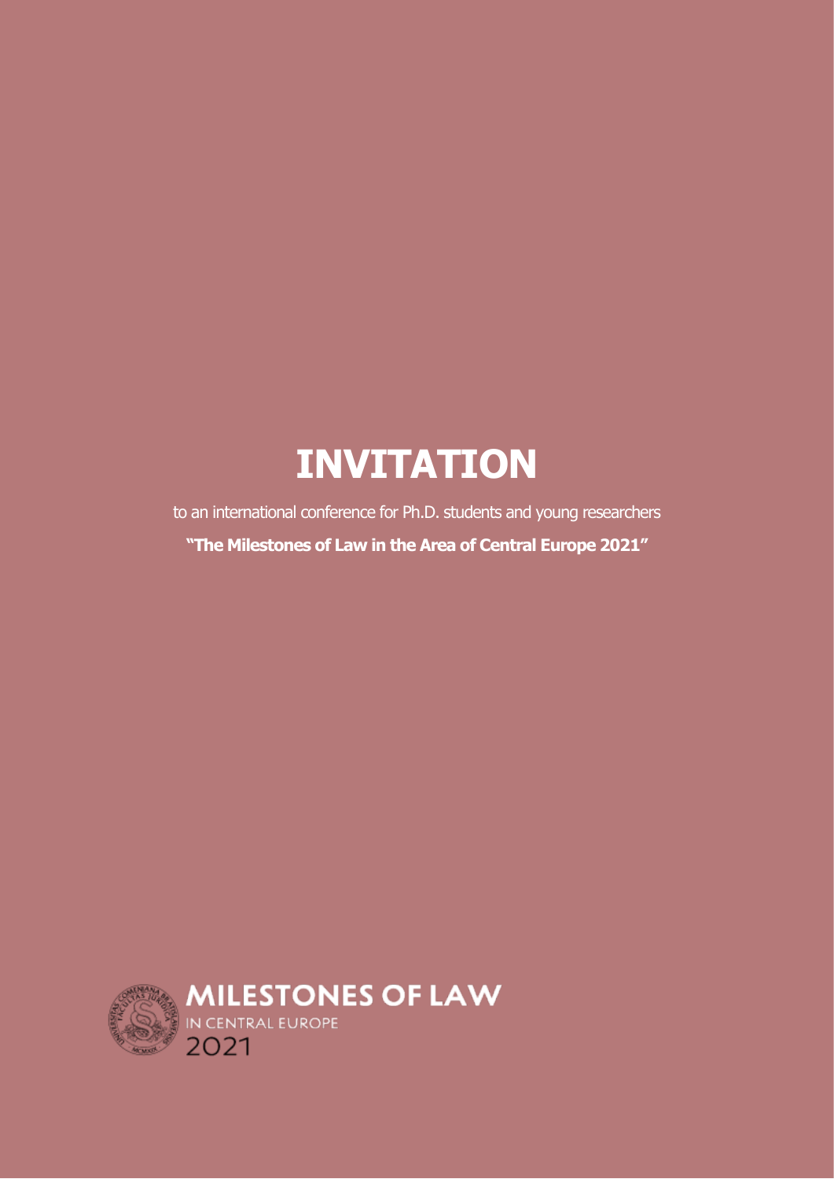# INVITATION

to an international conference for Ph.D. students and young researchers

**"The Milestones of Law in the Area of Central Europe 2021"**

MILESTONES OF LAW

IN CENTRAL EUROPE

2021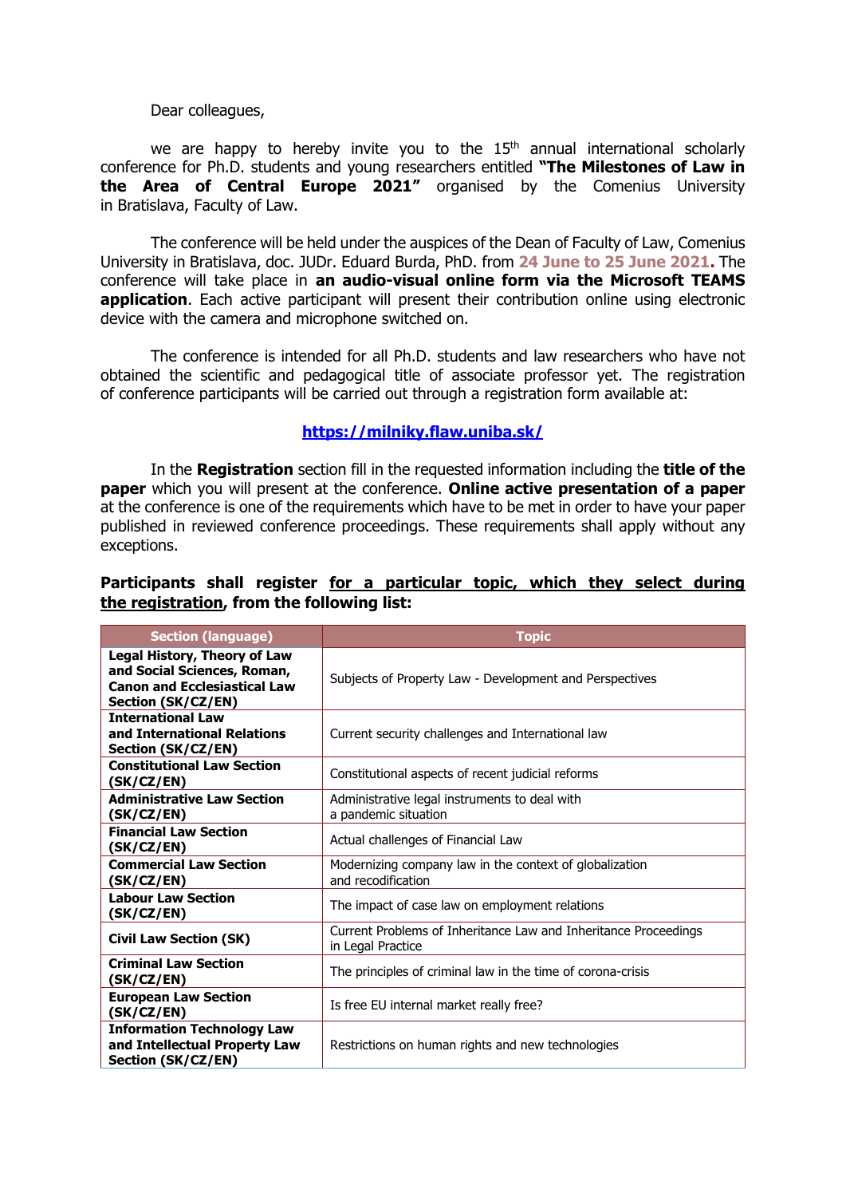Dear colleagues,

we are happy to hereby invite you to the 15th annual international scholarly conference for Ph.D. students and young researchers entitled **"The Milestones of Law in the Area of Central Europe 2021"** organised by the Comenius University in Bratislava, Faculty of Law.

The conference will be held under the auspices of the Dean of Faculty of Law, Comenius University in Bratislava, doc. JUDr. Eduard Burda, PhD. from **24 June to 25 June 2021**. The conference will take place in **an audio-visual online form via the Microsoft TEAMS application**. Each active participant will present their contribution online using electronic device with the camera and microphone switched on.

The conference is intended for all Ph.D. students and law researchers who have not obtained the scientific and pedagogical title of associate professor yet. The registration of conference participants will be carried out through a registration form available at:

**https://milniky.flaw.uniba.sk/**

In the **Registration** section fill in the requested information including the **title of the paper** which you will present at the conference. **Online active presentation of a paper** at the conference is one of the requirements which have to be met in order to have your paper published in reviewed conference proceedings. These requirements shall apply without any exceptions.

**Participants shall register for a particular topic, which they select during the registration, from the following list:**

| Section (language) | Topic |
|---|---|
| **Legal History, Theory of Law and Social Sciences, Roman, Canon and Ecclesiastical Law Section (SK/CZ/EN)** | Subjects of Property Law - Development and Perspectives |
| **International Law and International Relations Section (SK/CZ/EN)** | Current security challenges and International law |
| **Constitutional Law Section (SK/CZ/EN)** | Constitutional aspects of recent judicial reforms |
| **Administrative Law Section (SK/CZ/EN)** | Administrative legal instruments to deal with a pandemic situation |
| **Financial Law Section (SK/CZ/EN)** | Actual challenges of Financial Law |
| **Commercial Law Section (SK/CZ/EN)** | Modernizing company law in the context of globalization and recodification |
| **Labour Law Section (SK/CZ/EN)** | The impact of case law on employment relations |
| **Civil Law Section (SK)** | Current Problems of Inheritance Law and Inheritance Proceedings in Legal Practice |
| **Criminal Law Section (SK/CZ/EN)** | The principles of criminal law in the time of corona-crisis |
| **European Law Section (SK/CZ/EN)** | Is free EU internal market really free? |
| **Information Technology Law and Intellectual Property Law Section (SK/CZ/EN)** | Restrictions on human rights and new technologies |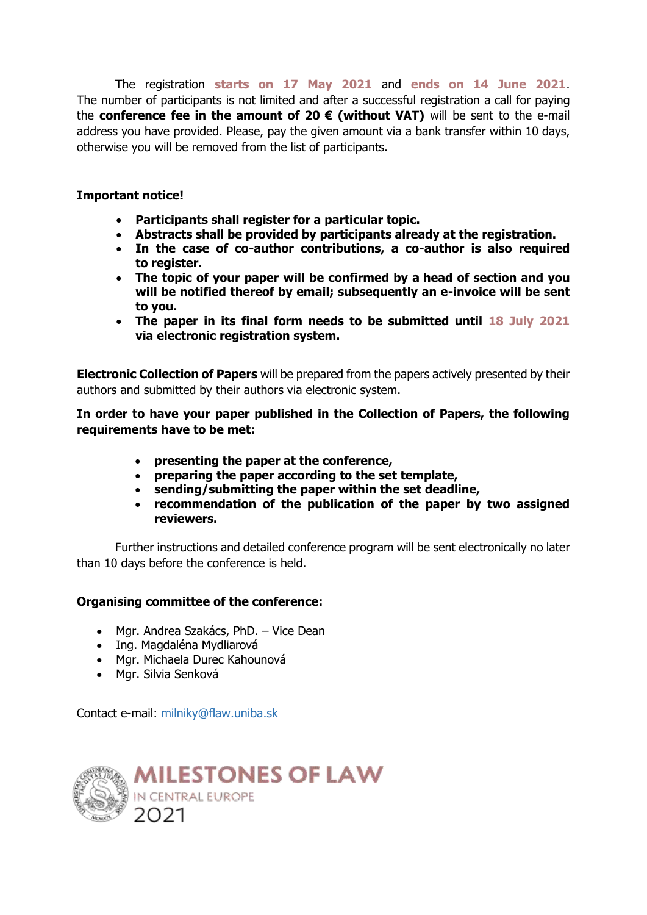The registration **starts on 17 May 2021** and **ends on 14 June 2021**. The number of participants is not limited and after a successful registration a call for paying the **conference fee in the amount of 20 € (without VAT)** will be sent to the e-mail address you have provided. Please, pay the given amount via a bank transfer within 10 days, otherwise you will be removed from the list of participants.

**Important notice!**

- **Participants shall register for a particular topic.**
- **Abstracts shall be provided by participants already at the registration.**
- **In the case of co-author contributions, a co-author is also required to register.**
- **The topic of your paper will be confirmed by a head of section and you will be notified thereof by email; subsequently an e-invoice will be sent to you.**
- **The paper in its final form needs to be submitted until 18 July 2021 via electronic registration system.**

**Electronic Collection of Papers** will be prepared from the papers actively presented by their authors and submitted by their authors via electronic system.

**In order to have your paper published in the Collection of Papers, the following requirements have to be met:**

- **presenting the paper at the conference,**
- **preparing the paper according to the set template,**
- **sending/submitting the paper within the set deadline,**
- **recommendation of the publication of the paper by two assigned reviewers.**

Further instructions and detailed conference program will be sent electronically no later than 10 days before the conference is held.

**Organising committee of the conference:**

- Mgr. Andrea Szakács, PhD. – Vice Dean
- Ing. Magdaléna Mydliarová
- Mgr. Michaela Durec Kahounová
- Mgr. Silvia Senková

Contact e-mail: milniky@flaw.uniba.sk

MILESTONES OF LAW
IN CENTRAL EUROPE
2021